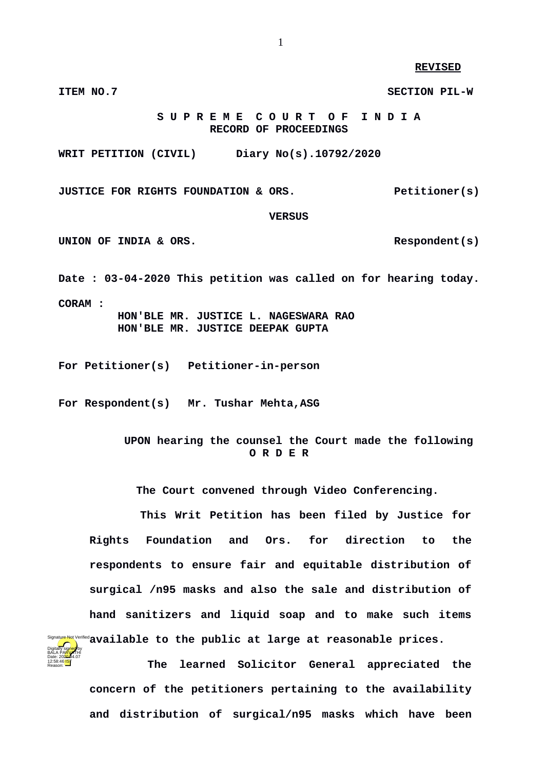**REVISED**

**ITEM NO.7** **SECTION PIL-W**

**S U P R E M E C O U R T O F I N D I A**
**RECORD OF PROCEEDINGS**

**WRIT PETITION (CIVIL) Diary No(s).10792/2020**

**JUSTICE FOR RIGHTS FOUNDATION & ORS.** **Petitioner(s)**

**VERSUS**

**UNION OF INDIA & ORS.** **Respondent(s)**

**Date : 03-04-2020 This petition was called on for hearing today.**

**CORAM :**
**HON'BLE MR. JUSTICE L. NAGESWARA RAO**
**HON'BLE MR. JUSTICE DEEPAK GUPTA**

**For Petitioner(s) Petitioner-in-person**

**For Respondent(s) Mr. Tushar Mehta,ASG**

**UPON hearing the counsel the Court made the following**
**O R D E R**

**The Court convened through Video Conferencing.**

**This Writ Petition has been filed by Justice for Rights Foundation and Ors. for direction to the respondents to ensure fair and equitable distribution of surgical /n95 masks and also the sale and distribution of hand sanitizers and liquid soap and to make such items available to the public at large at reasonable prices.**

**The learned Solicitor General appreciated the concern of the petitioners pertaining to the availability and distribution of surgical/n95 masks which have been**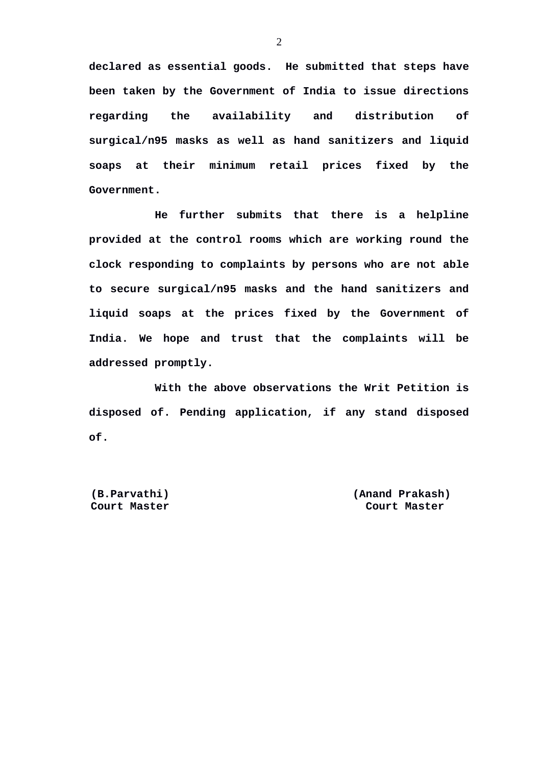**declared as essential goods. He submitted that steps have been taken by the Government of India to issue directions regarding the availability and distribution of surgical/n95 masks as well as hand sanitizers and liquid soaps at their minimum retail prices fixed by the Government.**

**He further submits that there is a helpline provided at the control rooms which are working round the clock responding to complaints by persons who are not able to secure surgical/n95 masks and the hand sanitizers and liquid soaps at the prices fixed by the Government of India. We hope and trust that the complaints will be addressed promptly.**

**With the above observations the Writ Petition is disposed of. Pending application, if any stand disposed of.**

| | |
|---|---|
| **(B.Parvathi)** | **(Anand Prakash)** |
| **Court Master** | **Court Master** |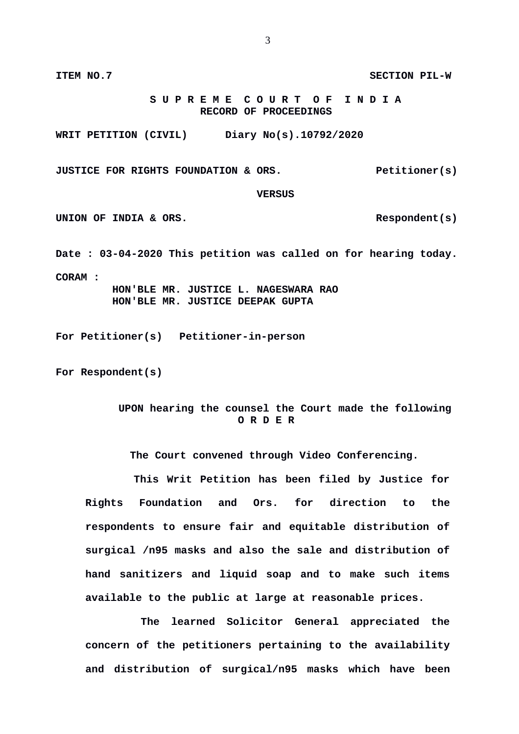**ITEM NO.7** **SECTION PIL-W**

**S U P R E M E C O U R T O F I N D I A**
**RECORD OF PROCEEDINGS**

**WRIT PETITION (CIVIL) Diary No(s).10792/2020**

**JUSTICE FOR RIGHTS FOUNDATION & ORS.** **Petitioner(s)**

**VERSUS**

**UNION OF INDIA & ORS.** **Respondent(s)**

**Date : 03-04-2020 This petition was called on for hearing today.**

**CORAM :**
**HON'BLE MR. JUSTICE L. NAGESWARA RAO**
**HON'BLE MR. JUSTICE DEEPAK GUPTA**

**For Petitioner(s) Petitioner-in-person**

**For Respondent(s)**

**UPON hearing the counsel the Court made the following**
**O R D E R**

**The Court convened through Video Conferencing.**

**This Writ Petition has been filed by Justice for Rights Foundation and Ors. for direction to the respondents to ensure fair and equitable distribution of surgical /n95 masks and also the sale and distribution of hand sanitizers and liquid soap and to make such items available to the public at large at reasonable prices.**

**The learned Solicitor General appreciated the concern of the petitioners pertaining to the availability and distribution of surgical/n95 masks which have been**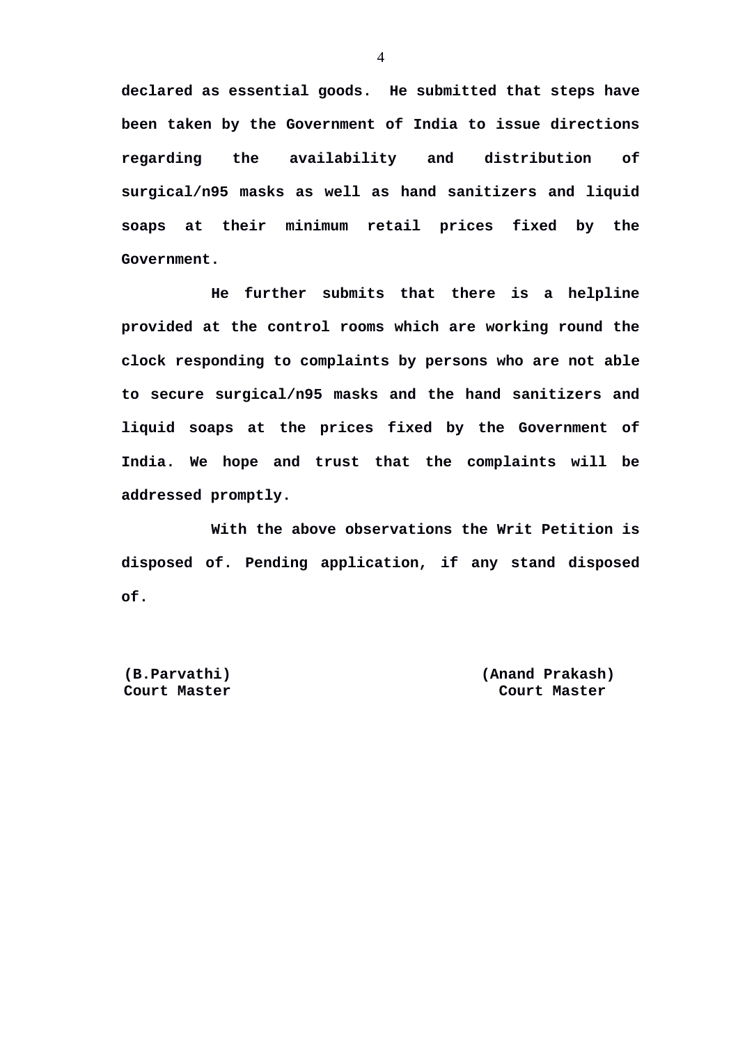**declared as essential goods. He submitted that steps have been taken by the Government of India to issue directions regarding the availability and distribution of surgical/n95 masks as well as hand sanitizers and liquid soaps at their minimum retail prices fixed by the Government.**

**He further submits that there is a helpline provided at the control rooms which are working round the clock responding to complaints by persons who are not able to secure surgical/n95 masks and the hand sanitizers and liquid soaps at the prices fixed by the Government of India. We hope and trust that the complaints will be addressed promptly.**

**With the above observations the Writ Petition is disposed of. Pending application, if any stand disposed of.**

| | |
|---|---|
| **(B.Parvathi)** | **(Anand Prakash)** |
| **Court Master** | **Court Master** |